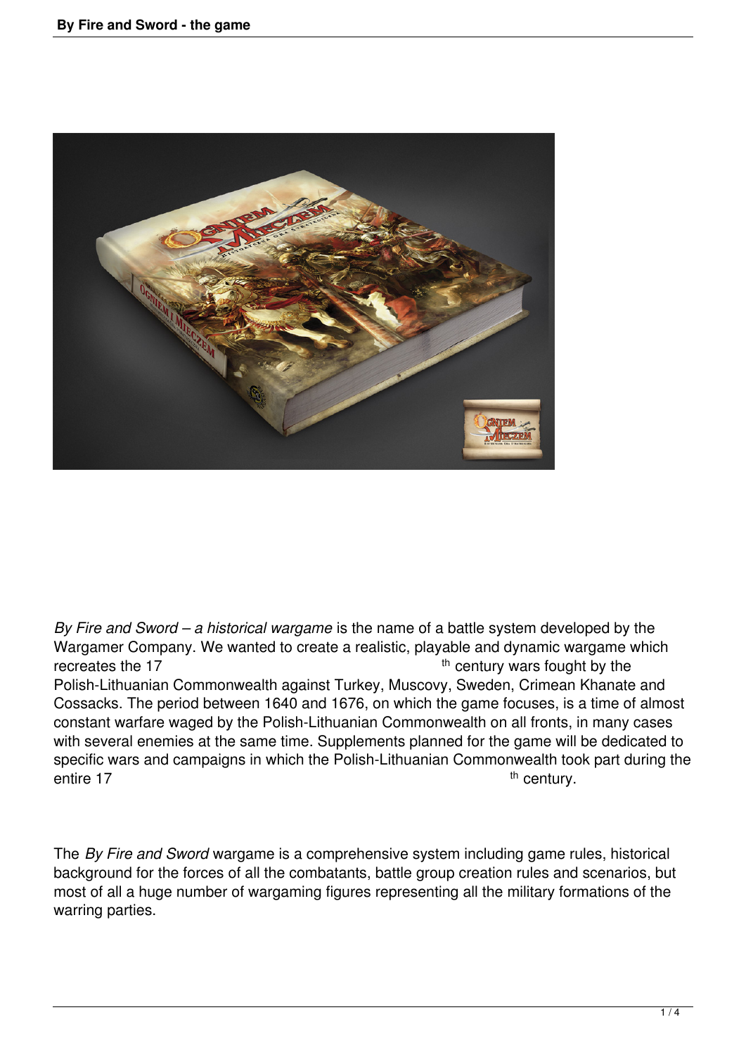*By Fire and Sword – a historical wargame* is the name of a battle system developed by the Wargamer Company. We wanted to create a realistic, playable and dynamic wargame which recreates the 17th century wars fought by the Polish-Lithuanian Commonwealth against Turkey, Muscovy, Sweden, Crimean Khanate and Cossacks. The period between 1640 and 1676, on which the game focuses, is a time of almost constant warfare waged by the Polish-Lithuanian Commonwealth on all fronts, in many cases with several enemies at the same time. Supplements planned for the game will be dedicated to specific wars and campaigns in which the Polish-Lithuanian Commonwealth took part during the entire 17th century.

The *By Fire and Sword* wargame is a comprehensive system including game rules, historical background for the forces of all the combatants, battle group creation rules and scenarios, but most of all a huge number of wargaming figures representing all the military formations of the warring parties.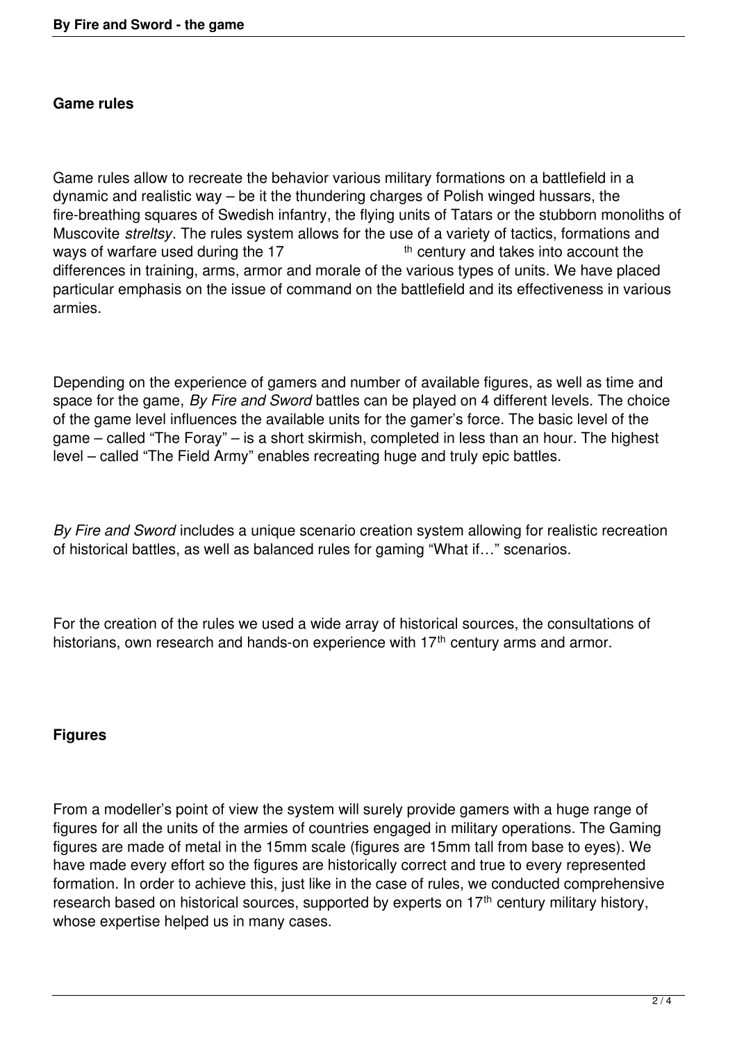### Game rules

Game rules allow to recreate the behavior various military formations on a battlefield in a dynamic and realistic way – be it the thundering charges of Polish winged hussars, the fire-breathing squares of Swedish infantry, the flying units of Tatars or the stubborn monoliths of Muscovite *streltsy*. The rules system allows for the use of a variety of tactics, formations and ways of warfare used during the 17th century and takes into account the differences in training, arms, armor and morale of the various types of units. We have placed particular emphasis on the issue of command on the battlefield and its effectiveness in various armies.

Depending on the experience of gamers and number of available figures, as well as time and space for the game, *By Fire and Sword* battles can be played on 4 different levels. The choice of the game level influences the available units for the gamer's force. The basic level of the game – called "The Foray" – is a short skirmish, completed in less than an hour. The highest level – called "The Field Army" enables recreating huge and truly epic battles.

*By Fire and Sword* includes a unique scenario creation system allowing for realistic recreation of historical battles, as well as balanced rules for gaming "What if…" scenarios.

For the creation of the rules we used a wide array of historical sources, the consultations of historians, own research and hands-on experience with 17th century arms and armor.

### Figures

From a modeller's point of view the system will surely provide gamers with a huge range of figures for all the units of the armies of countries engaged in military operations. The Gaming figures are made of metal in the 15mm scale (figures are 15mm tall from base to eyes). We have made every effort so the figures are historically correct and true to every represented formation. In order to achieve this, just like in the case of rules, we conducted comprehensive research based on historical sources, supported by experts on 17th century military history, whose expertise helped us in many cases.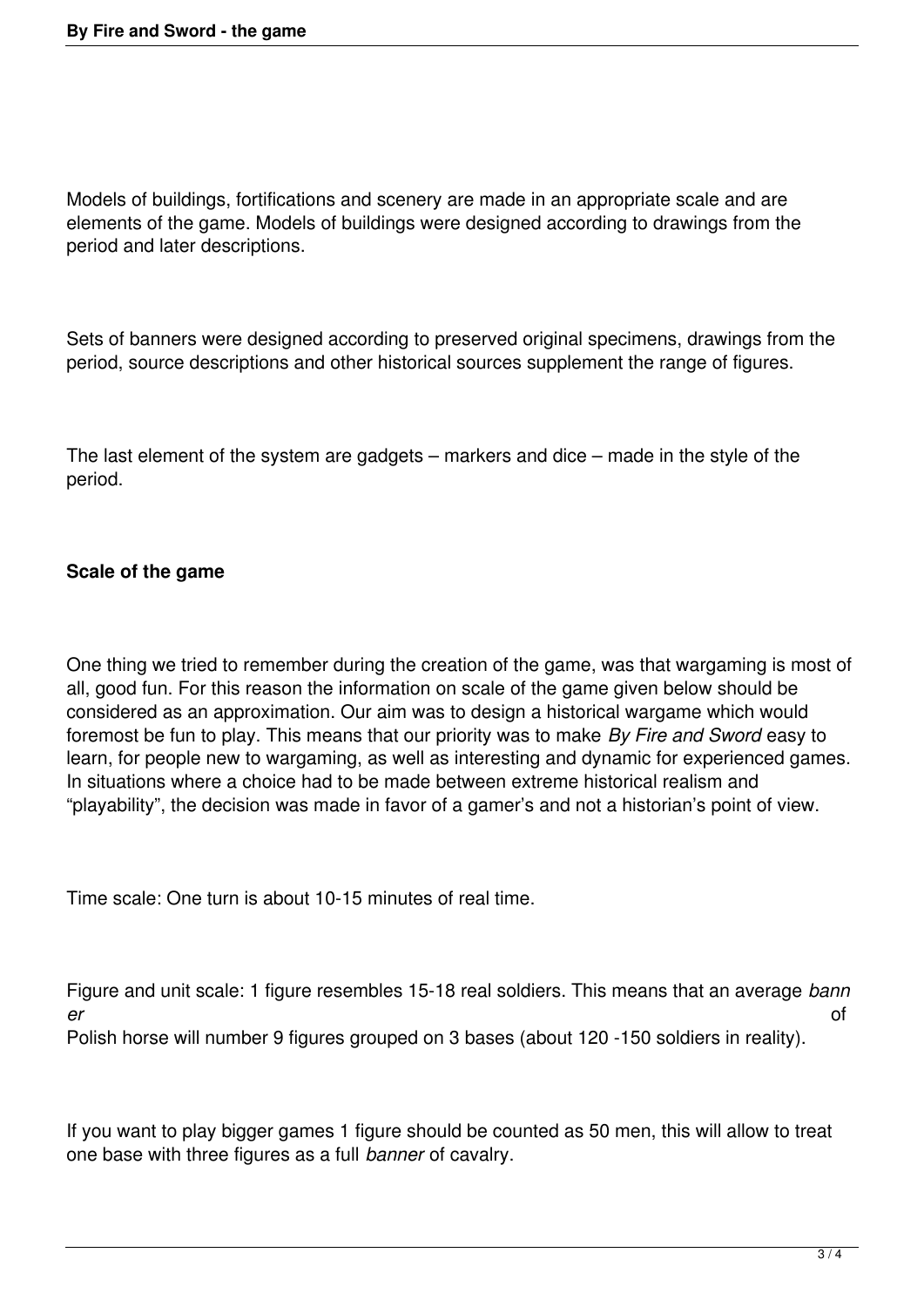Models of buildings, fortifications and scenery are made in an appropriate scale and are elements of the game. Models of buildings were designed according to drawings from the period and later descriptions.

Sets of banners were designed according to preserved original specimens, drawings from the period, source descriptions and other historical sources supplement the range of figures.

The last element of the system are gadgets – markers and dice – made in the style of the period.

**Scale of the game**

One thing we tried to remember during the creation of the game, was that wargaming is most of all, good fun. For this reason the information on scale of the game given below should be considered as an approximation. Our aim was to design a historical wargame which would foremost be fun to play. This means that our priority was to make *By Fire and Sword* easy to learn, for people new to wargaming, as well as interesting and dynamic for experienced games. In situations where a choice had to be made between extreme historical realism and "playability", the decision was made in favor of a gamer's and not a historian's point of view.

Time scale: One turn is about 10-15 minutes of real time.

Figure and unit scale: 1 figure resembles 15-18 real soldiers. This means that an average *banner* of Polish horse will number 9 figures grouped on 3 bases (about 120 -150 soldiers in reality).

If you want to play bigger games 1 figure should be counted as 50 men, this will allow to treat one base with three figures as a full *banner* of cavalry.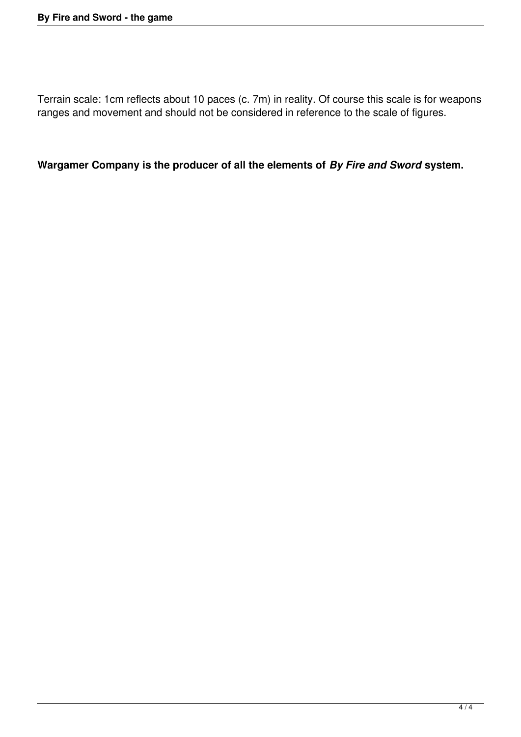Terrain scale: 1cm reflects about 10 paces (c. 7m) in reality. Of course this scale is for weapons ranges and movement and should not be considered in reference to the scale of figures.

**Wargamer Company is the producer of all the elements of *By Fire and Sword* system.**